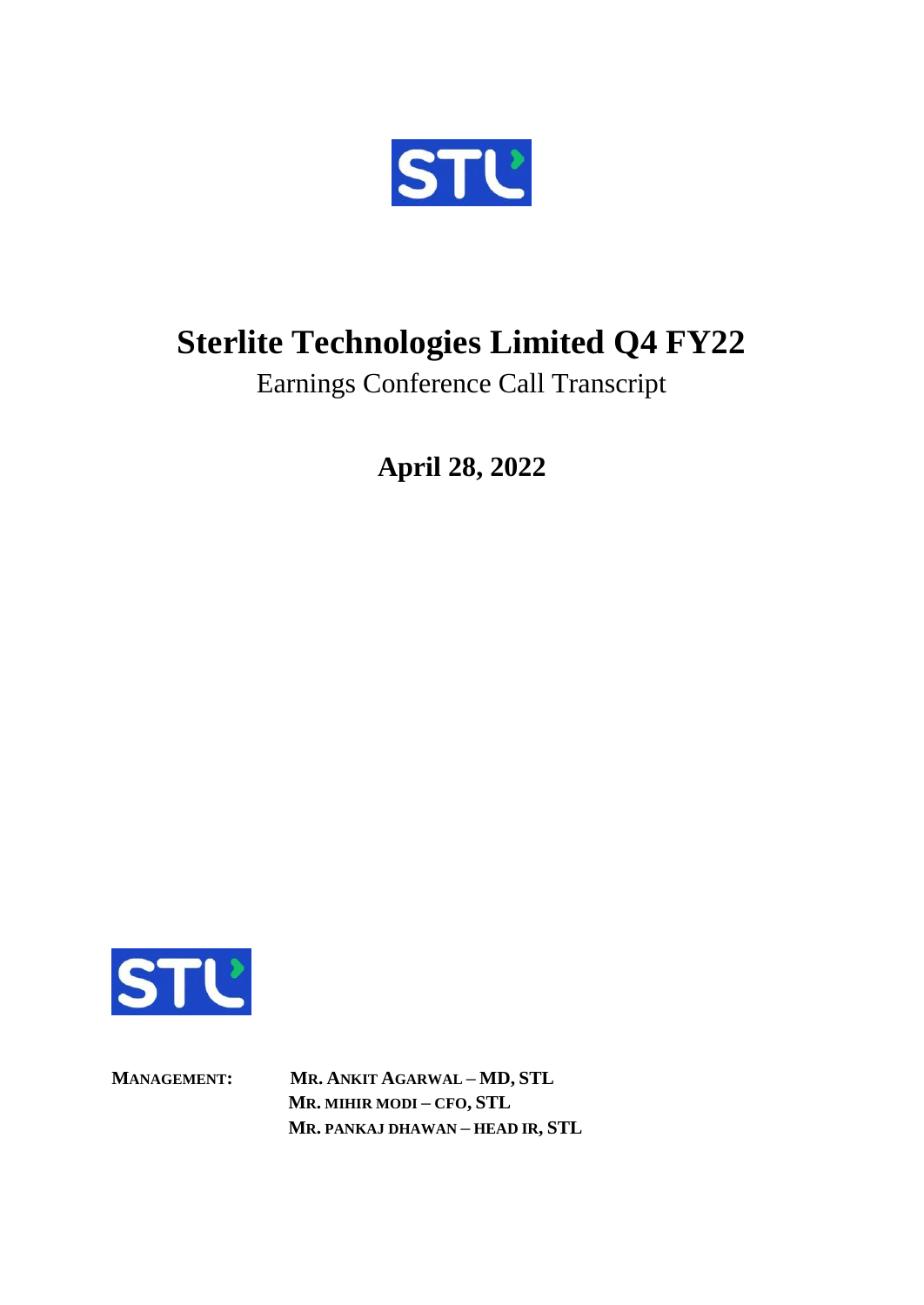# Sterlite Technologies Limited Q4 FY22

Earnings Conference Call Transcript

**April 28, 2022**

**MANAGEMENT:** **MR. ANKIT AGARWAL – MD, STL**
**MR. MIHIR MODI – CFO, STL**
**MR. PANKAJ DHAWAN – HEAD IR, STL**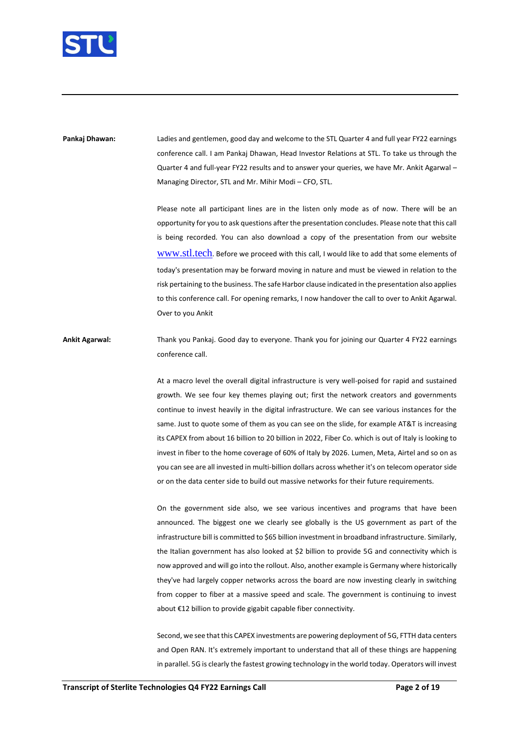**Pankaj Dhawan:** Ladies and gentlemen, good day and welcome to the STL Quarter 4 and full year FY22 earnings conference call. I am Pankaj Dhawan, Head Investor Relations at STL. To take us through the Quarter 4 and full-year FY22 results and to answer your queries, we have Mr. Ankit Agarwal – Managing Director, STL and Mr. Mihir Modi – CFO, STL.

Please note all participant lines are in the listen only mode as of now. There will be an opportunity for you to ask questions after the presentation concludes. Please note that this call is being recorded. You can also download a copy of the presentation from our website www.stl.tech. Before we proceed with this call, I would like to add that some elements of today's presentation may be forward moving in nature and must be viewed in relation to the risk pertaining to the business. The safe Harbor clause indicated in the presentation also applies to this conference call. For opening remarks, I now handover the call to over to Ankit Agarwal. Over to you Ankit

**Ankit Agarwal:** Thank you Pankaj. Good day to everyone. Thank you for joining our Quarter 4 FY22 earnings conference call.

At a macro level the overall digital infrastructure is very well-poised for rapid and sustained growth. We see four key themes playing out; first the network creators and governments continue to invest heavily in the digital infrastructure. We can see various instances for the same. Just to quote some of them as you can see on the slide, for example AT&T is increasing its CAPEX from about 16 billion to 20 billion in 2022, Fiber Co. which is out of Italy is looking to invest in fiber to the home coverage of 60% of Italy by 2026. Lumen, Meta, Airtel and so on as you can see are all invested in multi-billion dollars across whether it's on telecom operator side or on the data center side to build out massive networks for their future requirements.

On the government side also, we see various incentives and programs that have been announced. The biggest one we clearly see globally is the US government as part of the infrastructure bill is committed to $65 billion investment in broadband infrastructure. Similarly, the Italian government has also looked at $2 billion to provide 5G and connectivity which is now approved and will go into the rollout. Also, another example is Germany where historically they've had largely copper networks across the board are now investing clearly in switching from copper to fiber at a massive speed and scale. The government is continuing to invest about €12 billion to provide gigabit capable fiber connectivity.

Second, we see that this CAPEX investments are powering deployment of 5G, FTTH data centers and Open RAN. It's extremely important to understand that all of these things are happening in parallel. 5G is clearly the fastest growing technology in the world today. Operators will invest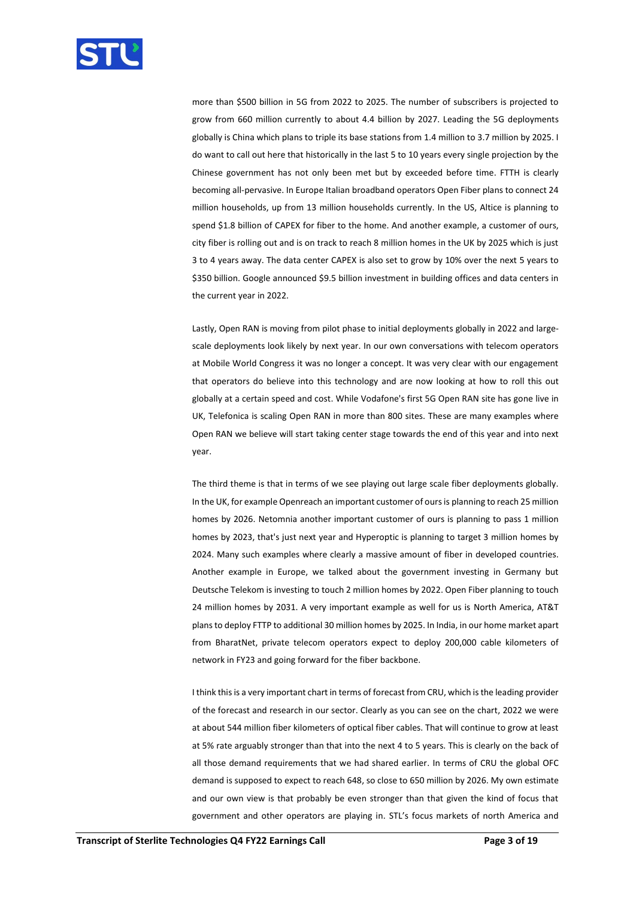more than \$500 billion in 5G from 2022 to 2025. The number of subscribers is projected to grow from 660 million currently to about 4.4 billion by 2027. Leading the 5G deployments globally is China which plans to triple its base stations from 1.4 million to 3.7 million by 2025. I do want to call out here that historically in the last 5 to 10 years every single projection by the Chinese government has not only been met but by exceeded before time. FTTH is clearly becoming all-pervasive. In Europe Italian broadband operators Open Fiber plans to connect 24 million households, up from 13 million households currently. In the US, Altice is planning to spend \$1.8 billion of CAPEX for fiber to the home. And another example, a customer of ours, city fiber is rolling out and is on track to reach 8 million homes in the UK by 2025 which is just 3 to 4 years away. The data center CAPEX is also set to grow by 10% over the next 5 years to \$350 billion. Google announced \$9.5 billion investment in building offices and data centers in the current year in 2022.

Lastly, Open RAN is moving from pilot phase to initial deployments globally in 2022 and large-scale deployments look likely by next year. In our own conversations with telecom operators at Mobile World Congress it was no longer a concept. It was very clear with our engagement that operators do believe into this technology and are now looking at how to roll this out globally at a certain speed and cost. While Vodafone's first 5G Open RAN site has gone live in UK, Telefonica is scaling Open RAN in more than 800 sites. These are many examples where Open RAN we believe will start taking center stage towards the end of this year and into next year.

The third theme is that in terms of we see playing out large scale fiber deployments globally. In the UK, for example Openreach an important customer of ours is planning to reach 25 million homes by 2026. Netomnia another important customer of ours is planning to pass 1 million homes by 2023, that's just next year and Hyperoptic is planning to target 3 million homes by 2024. Many such examples where clearly a massive amount of fiber in developed countries. Another example in Europe, we talked about the government investing in Germany but Deutsche Telekom is investing to touch 2 million homes by 2022. Open Fiber planning to touch 24 million homes by 2031. A very important example as well for us is North America, AT&T plans to deploy FTTP to additional 30 million homes by 2025. In India, in our home market apart from BharatNet, private telecom operators expect to deploy 200,000 cable kilometers of network in FY23 and going forward for the fiber backbone.

I think this is a very important chart in terms of forecast from CRU, which is the leading provider of the forecast and research in our sector. Clearly as you can see on the chart, 2022 we were at about 544 million fiber kilometers of optical fiber cables. That will continue to grow at least at 5% rate arguably stronger than that into the next 4 to 5 years. This is clearly on the back of all those demand requirements that we had shared earlier. In terms of CRU the global OFC demand is supposed to expect to reach 648, so close to 650 million by 2026. My own estimate and our own view is that probably be even stronger than that given the kind of focus that government and other operators are playing in. STL's focus markets of north America and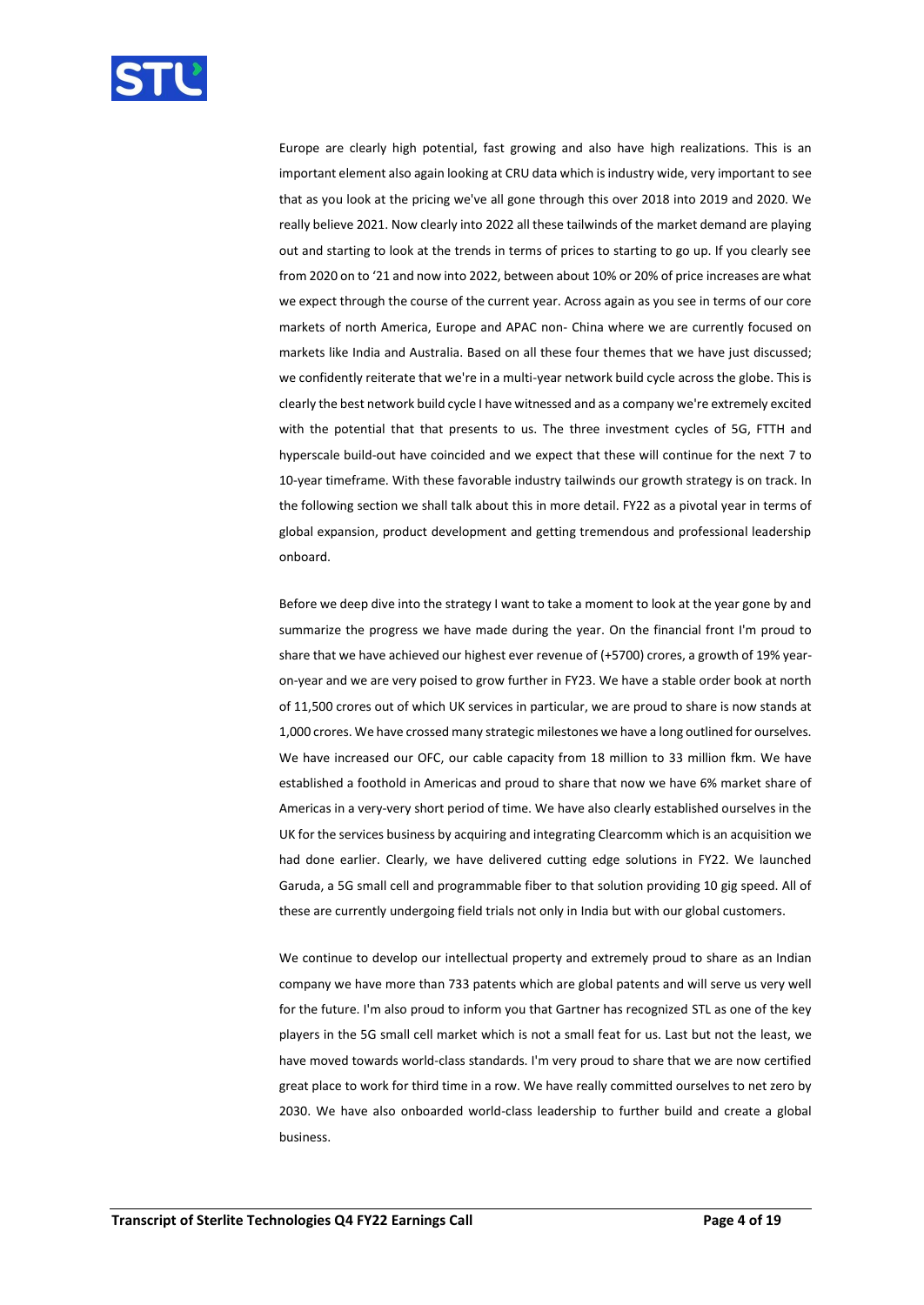Europe are clearly high potential, fast growing and also have high realizations. This is an important element also again looking at CRU data which is industry wide, very important to see that as you look at the pricing we've all gone through this over 2018 into 2019 and 2020. We really believe 2021. Now clearly into 2022 all these tailwinds of the market demand are playing out and starting to look at the trends in terms of prices to starting to go up. If you clearly see from 2020 on to '21 and now into 2022, between about 10% or 20% of price increases are what we expect through the course of the current year. Across again as you see in terms of our core markets of north America, Europe and APAC non- China where we are currently focused on markets like India and Australia. Based on all these four themes that we have just discussed; we confidently reiterate that we're in a multi-year network build cycle across the globe. This is clearly the best network build cycle I have witnessed and as a company we're extremely excited with the potential that that presents to us. The three investment cycles of 5G, FTTH and hyperscale build-out have coincided and we expect that these will continue for the next 7 to 10-year timeframe. With these favorable industry tailwinds our growth strategy is on track. In the following section we shall talk about this in more detail. FY22 as a pivotal year in terms of global expansion, product development and getting tremendous and professional leadership onboard.

Before we deep dive into the strategy I want to take a moment to look at the year gone by and summarize the progress we have made during the year. On the financial front I'm proud to share that we have achieved our highest ever revenue of (+5700) crores, a growth of 19% year-on-year and we are very poised to grow further in FY23. We have a stable order book at north of 11,500 crores out of which UK services in particular, we are proud to share is now stands at 1,000 crores. We have crossed many strategic milestones we have a long outlined for ourselves. We have increased our OFC, our cable capacity from 18 million to 33 million fkm. We have established a foothold in Americas and proud to share that now we have 6% market share of Americas in a very-very short period of time. We have also clearly established ourselves in the UK for the services business by acquiring and integrating Clearcomm which is an acquisition we had done earlier. Clearly, we have delivered cutting edge solutions in FY22. We launched Garuda, a 5G small cell and programmable fiber to that solution providing 10 gig speed. All of these are currently undergoing field trials not only in India but with our global customers.

We continue to develop our intellectual property and extremely proud to share as an Indian company we have more than 733 patents which are global patents and will serve us very well for the future. I'm also proud to inform you that Gartner has recognized STL as one of the key players in the 5G small cell market which is not a small feat for us. Last but not the least, we have moved towards world-class standards. I'm very proud to share that we are now certified great place to work for third time in a row. We have really committed ourselves to net zero by 2030. We have also onboarded world-class leadership to further build and create a global business.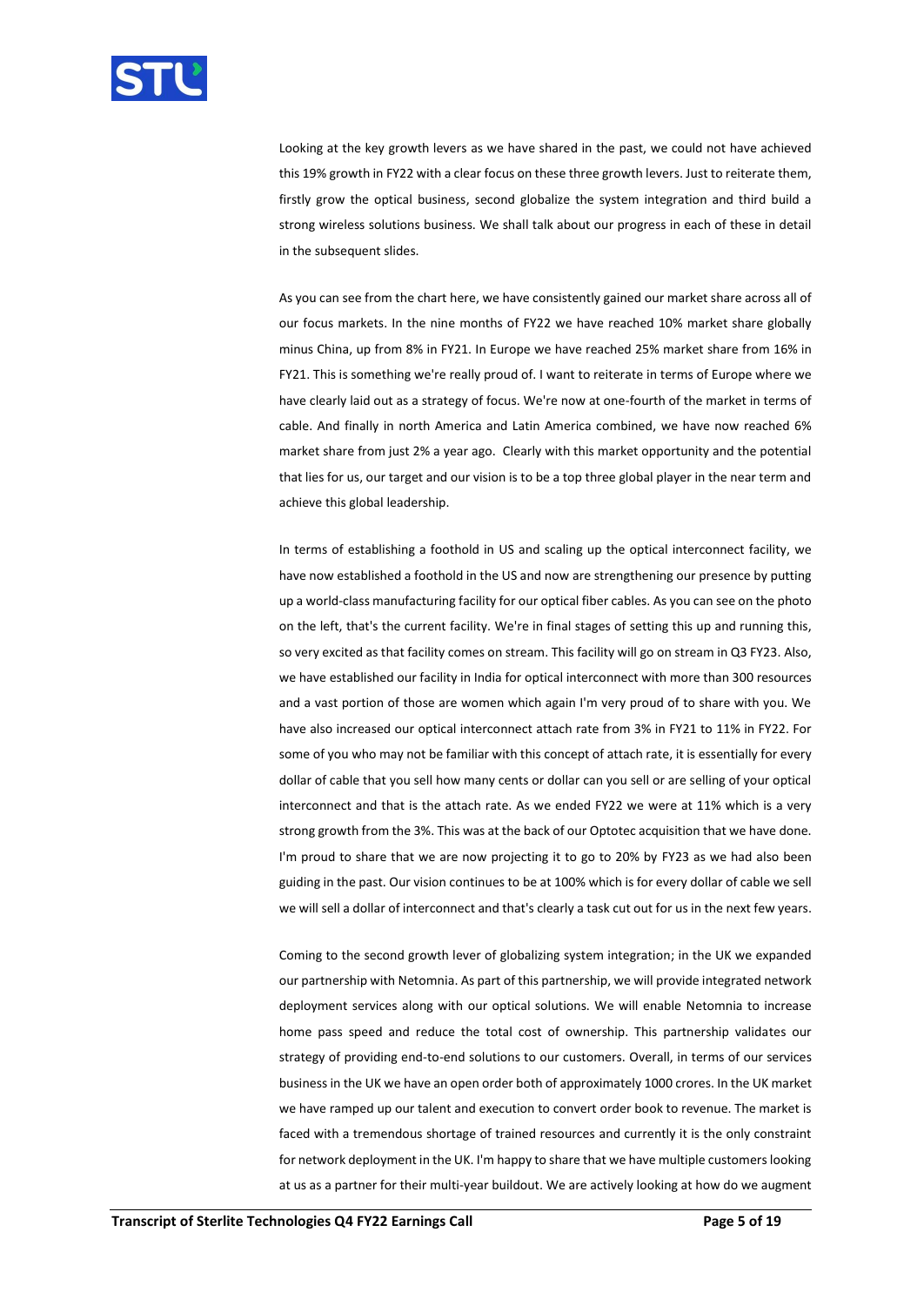Looking at the key growth levers as we have shared in the past, we could not have achieved this 19% growth in FY22 with a clear focus on these three growth levers. Just to reiterate them, firstly grow the optical business, second globalize the system integration and third build a strong wireless solutions business. We shall talk about our progress in each of these in detail in the subsequent slides.

As you can see from the chart here, we have consistently gained our market share across all of our focus markets. In the nine months of FY22 we have reached 10% market share globally minus China, up from 8% in FY21. In Europe we have reached 25% market share from 16% in FY21. This is something we're really proud of. I want to reiterate in terms of Europe where we have clearly laid out as a strategy of focus. We're now at one-fourth of the market in terms of cable. And finally in north America and Latin America combined, we have now reached 6% market share from just 2% a year ago. Clearly with this market opportunity and the potential that lies for us, our target and our vision is to be a top three global player in the near term and achieve this global leadership.

In terms of establishing a foothold in US and scaling up the optical interconnect facility, we have now established a foothold in the US and now are strengthening our presence by putting up a world-class manufacturing facility for our optical fiber cables. As you can see on the photo on the left, that's the current facility. We're in final stages of setting this up and running this, so very excited as that facility comes on stream. This facility will go on stream in Q3 FY23. Also, we have established our facility in India for optical interconnect with more than 300 resources and a vast portion of those are women which again I'm very proud of to share with you. We have also increased our optical interconnect attach rate from 3% in FY21 to 11% in FY22. For some of you who may not be familiar with this concept of attach rate, it is essentially for every dollar of cable that you sell how many cents or dollar can you sell or are selling of your optical interconnect and that is the attach rate. As we ended FY22 we were at 11% which is a very strong growth from the 3%. This was at the back of our Optotec acquisition that we have done. I'm proud to share that we are now projecting it to go to 20% by FY23 as we had also been guiding in the past. Our vision continues to be at 100% which is for every dollar of cable we sell we will sell a dollar of interconnect and that's clearly a task cut out for us in the next few years.

Coming to the second growth lever of globalizing system integration; in the UK we expanded our partnership with Netomnia. As part of this partnership, we will provide integrated network deployment services along with our optical solutions. We will enable Netomnia to increase home pass speed and reduce the total cost of ownership. This partnership validates our strategy of providing end-to-end solutions to our customers. Overall, in terms of our services business in the UK we have an open order both of approximately 1000 crores. In the UK market we have ramped up our talent and execution to convert order book to revenue. The market is faced with a tremendous shortage of trained resources and currently it is the only constraint for network deployment in the UK. I'm happy to share that we have multiple customers looking at us as a partner for their multi-year buildout. We are actively looking at how do we augment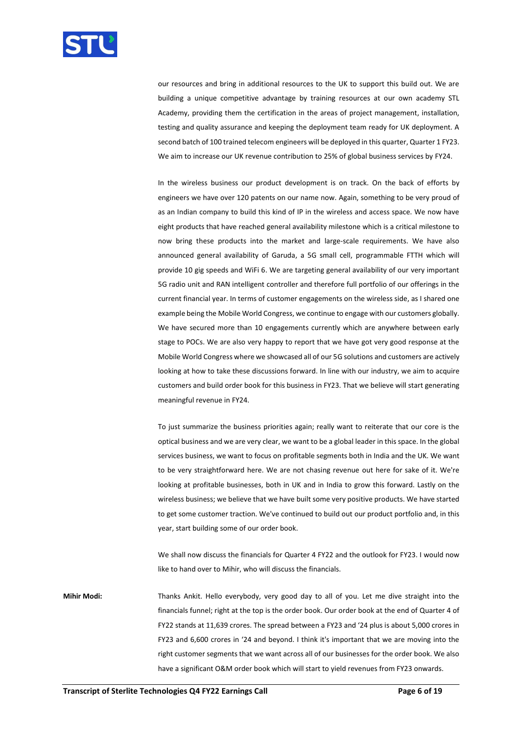our resources and bring in additional resources to the UK to support this build out. We are building a unique competitive advantage by training resources at our own academy STL Academy, providing them the certification in the areas of project management, installation, testing and quality assurance and keeping the deployment team ready for UK deployment. A second batch of 100 trained telecom engineers will be deployed in this quarter, Quarter 1 FY23. We aim to increase our UK revenue contribution to 25% of global business services by FY24.

In the wireless business our product development is on track. On the back of efforts by engineers we have over 120 patents on our name now. Again, something to be very proud of as an Indian company to build this kind of IP in the wireless and access space. We now have eight products that have reached general availability milestone which is a critical milestone to now bring these products into the market and large-scale requirements. We have also announced general availability of Garuda, a 5G small cell, programmable FTTH which will provide 10 gig speeds and WiFi 6. We are targeting general availability of our very important 5G radio unit and RAN intelligent controller and therefore full portfolio of our offerings in the current financial year. In terms of customer engagements on the wireless side, as I shared one example being the Mobile World Congress, we continue to engage with our customers globally. We have secured more than 10 engagements currently which are anywhere between early stage to POCs. We are also very happy to report that we have got very good response at the Mobile World Congress where we showcased all of our 5G solutions and customers are actively looking at how to take these discussions forward. In line with our industry, we aim to acquire customers and build order book for this business in FY23. That we believe will start generating meaningful revenue in FY24.

To just summarize the business priorities again; really want to reiterate that our core is the optical business and we are very clear, we want to be a global leader in this space. In the global services business, we want to focus on profitable segments both in India and the UK. We want to be very straightforward here. We are not chasing revenue out here for sake of it. We're looking at profitable businesses, both in UK and in India to grow this forward. Lastly on the wireless business; we believe that we have built some very positive products. We have started to get some customer traction. We've continued to build out our product portfolio and, in this year, start building some of our order book.

We shall now discuss the financials for Quarter 4 FY22 and the outlook for FY23. I would now like to hand over to Mihir, who will discuss the financials.

**Mihir Modi:** Thanks Ankit. Hello everybody, very good day to all of you. Let me dive straight into the financials funnel; right at the top is the order book. Our order book at the end of Quarter 4 of FY22 stands at 11,639 crores. The spread between a FY23 and '24 plus is about 5,000 crores in FY23 and 6,600 crores in '24 and beyond. I think it's important that we are moving into the right customer segments that we want across all of our businesses for the order book. We also have a significant O&M order book which will start to yield revenues from FY23 onwards.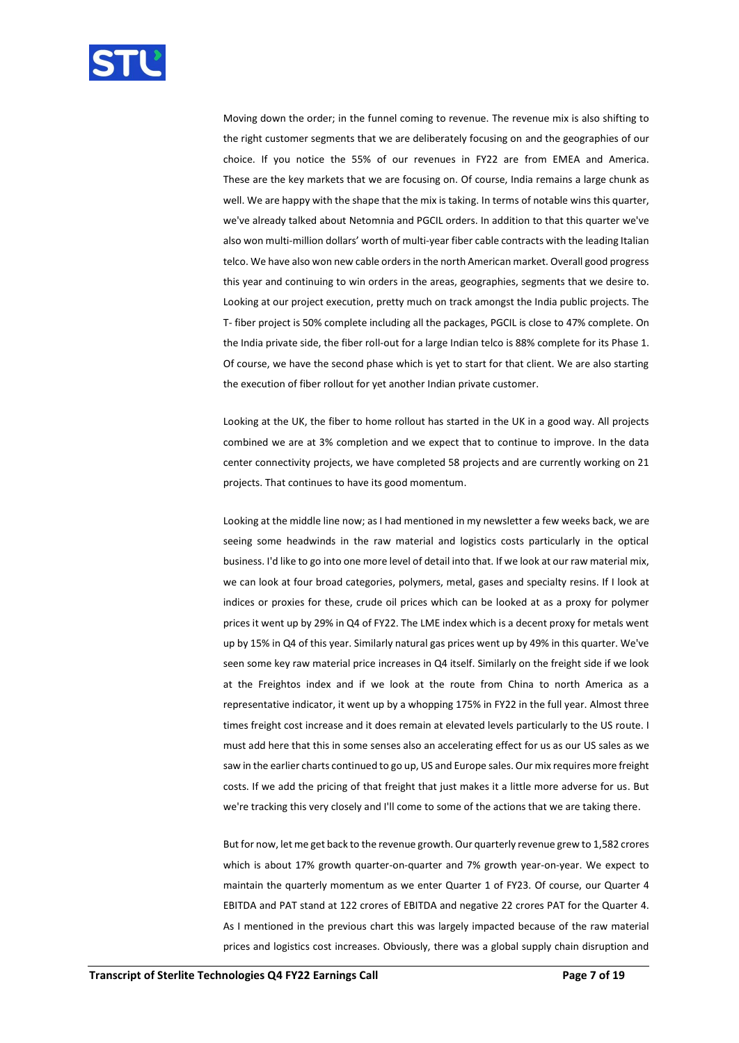Moving down the order; in the funnel coming to revenue. The revenue mix is also shifting to the right customer segments that we are deliberately focusing on and the geographies of our choice. If you notice the 55% of our revenues in FY22 are from EMEA and America. These are the key markets that we are focusing on. Of course, India remains a large chunk as well. We are happy with the shape that the mix is taking. In terms of notable wins this quarter, we've already talked about Netomnia and PGCIL orders. In addition to that this quarter we've also won multi-million dollars' worth of multi-year fiber cable contracts with the leading Italian telco. We have also won new cable orders in the north American market. Overall good progress this year and continuing to win orders in the areas, geographies, segments that we desire to. Looking at our project execution, pretty much on track amongst the India public projects. The T- fiber project is 50% complete including all the packages, PGCIL is close to 47% complete. On the India private side, the fiber roll-out for a large Indian telco is 88% complete for its Phase 1. Of course, we have the second phase which is yet to start for that client. We are also starting the execution of fiber rollout for yet another Indian private customer.

Looking at the UK, the fiber to home rollout has started in the UK in a good way. All projects combined we are at 3% completion and we expect that to continue to improve. In the data center connectivity projects, we have completed 58 projects and are currently working on 21 projects. That continues to have its good momentum.

Looking at the middle line now; as I had mentioned in my newsletter a few weeks back, we are seeing some headwinds in the raw material and logistics costs particularly in the optical business. I'd like to go into one more level of detail into that. If we look at our raw material mix, we can look at four broad categories, polymers, metal, gases and specialty resins. If I look at indices or proxies for these, crude oil prices which can be looked at as a proxy for polymer prices it went up by 29% in Q4 of FY22. The LME index which is a decent proxy for metals went up by 15% in Q4 of this year. Similarly natural gas prices went up by 49% in this quarter. We've seen some key raw material price increases in Q4 itself. Similarly on the freight side if we look at the Freightos index and if we look at the route from China to north America as a representative indicator, it went up by a whopping 175% in FY22 in the full year. Almost three times freight cost increase and it does remain at elevated levels particularly to the US route. I must add here that this in some senses also an accelerating effect for us as our US sales as we saw in the earlier charts continued to go up, US and Europe sales. Our mix requires more freight costs. If we add the pricing of that freight that just makes it a little more adverse for us. But we're tracking this very closely and I'll come to some of the actions that we are taking there.

But for now, let me get back to the revenue growth. Our quarterly revenue grew to 1,582 crores which is about 17% growth quarter-on-quarter and 7% growth year-on-year. We expect to maintain the quarterly momentum as we enter Quarter 1 of FY23. Of course, our Quarter 4 EBITDA and PAT stand at 122 crores of EBITDA and negative 22 crores PAT for the Quarter 4. As I mentioned in the previous chart this was largely impacted because of the raw material prices and logistics cost increases. Obviously, there was a global supply chain disruption and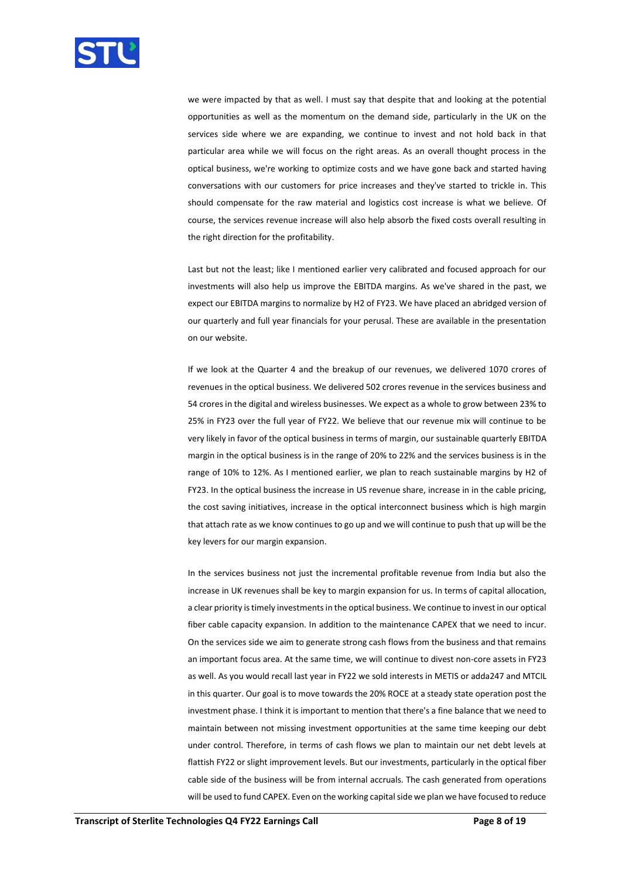we were impacted by that as well. I must say that despite that and looking at the potential opportunities as well as the momentum on the demand side, particularly in the UK on the services side where we are expanding, we continue to invest and not hold back in that particular area while we will focus on the right areas. As an overall thought process in the optical business, we're working to optimize costs and we have gone back and started having conversations with our customers for price increases and they've started to trickle in. This should compensate for the raw material and logistics cost increase is what we believe. Of course, the services revenue increase will also help absorb the fixed costs overall resulting in the right direction for the profitability.

Last but not the least; like I mentioned earlier very calibrated and focused approach for our investments will also help us improve the EBITDA margins. As we've shared in the past, we expect our EBITDA margins to normalize by H2 of FY23. We have placed an abridged version of our quarterly and full year financials for your perusal. These are available in the presentation on our website.

If we look at the Quarter 4 and the breakup of our revenues, we delivered 1070 crores of revenues in the optical business. We delivered 502 crores revenue in the services business and 54 crores in the digital and wireless businesses. We expect as a whole to grow between 23% to 25% in FY23 over the full year of FY22. We believe that our revenue mix will continue to be very likely in favor of the optical business in terms of margin, our sustainable quarterly EBITDA margin in the optical business is in the range of 20% to 22% and the services business is in the range of 10% to 12%. As I mentioned earlier, we plan to reach sustainable margins by H2 of FY23. In the optical business the increase in US revenue share, increase in in the cable pricing, the cost saving initiatives, increase in the optical interconnect business which is high margin that attach rate as we know continues to go up and we will continue to push that up will be the key levers for our margin expansion.

In the services business not just the incremental profitable revenue from India but also the increase in UK revenues shall be key to margin expansion for us. In terms of capital allocation, a clear priority is timely investments in the optical business. We continue to invest in our optical fiber cable capacity expansion. In addition to the maintenance CAPEX that we need to incur. On the services side we aim to generate strong cash flows from the business and that remains an important focus area. At the same time, we will continue to divest non-core assets in FY23 as well. As you would recall last year in FY22 we sold interests in METIS or adda247 and MTCIL in this quarter. Our goal is to move towards the 20% ROCE at a steady state operation post the investment phase. I think it is important to mention that there's a fine balance that we need to maintain between not missing investment opportunities at the same time keeping our debt under control. Therefore, in terms of cash flows we plan to maintain our net debt levels at flattish FY22 or slight improvement levels. But our investments, particularly in the optical fiber cable side of the business will be from internal accruals. The cash generated from operations will be used to fund CAPEX. Even on the working capital side we plan we have focused to reduce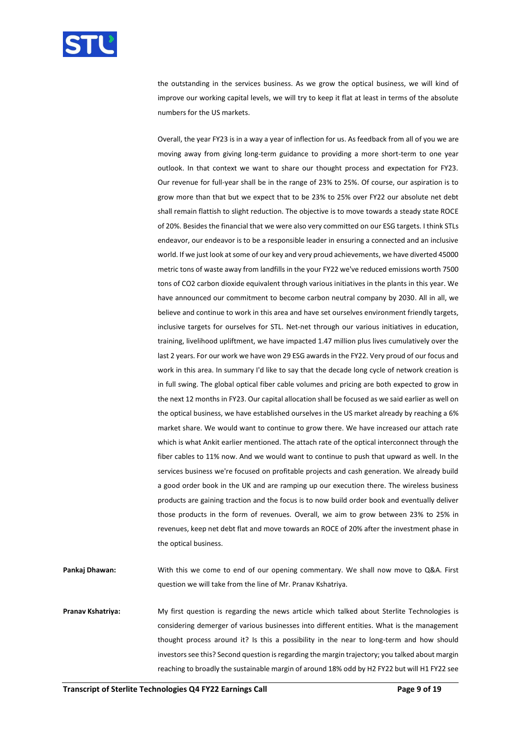the outstanding in the services business. As we grow the optical business, we will kind of improve our working capital levels, we will try to keep it flat at least in terms of the absolute numbers for the US markets.

Overall, the year FY23 is in a way a year of inflection for us. As feedback from all of you we are moving away from giving long-term guidance to providing a more short-term to one year outlook. In that context we want to share our thought process and expectation for FY23. Our revenue for full-year shall be in the range of 23% to 25%. Of course, our aspiration is to grow more than that but we expect that to be 23% to 25% over FY22 our absolute net debt shall remain flattish to slight reduction. The objective is to move towards a steady state ROCE of 20%. Besides the financial that we were also very committed on our ESG targets. I think STLs endeavor, our endeavor is to be a responsible leader in ensuring a connected and an inclusive world. If we just look at some of our key and very proud achievements, we have diverted 45000 metric tons of waste away from landfills in the your FY22 we've reduced emissions worth 7500 tons of CO2 carbon dioxide equivalent through various initiatives in the plants in this year. We have announced our commitment to become carbon neutral company by 2030. All in all, we believe and continue to work in this area and have set ourselves environment friendly targets, inclusive targets for ourselves for STL. Net-net through our various initiatives in education, training, livelihood upliftment, we have impacted 1.47 million plus lives cumulatively over the last 2 years. For our work we have won 29 ESG awards in the FY22. Very proud of our focus and work in this area. In summary I'd like to say that the decade long cycle of network creation is in full swing. The global optical fiber cable volumes and pricing are both expected to grow in the next 12 months in FY23. Our capital allocation shall be focused as we said earlier as well on the optical business, we have established ourselves in the US market already by reaching a 6% market share. We would want to continue to grow there. We have increased our attach rate which is what Ankit earlier mentioned. The attach rate of the optical interconnect through the fiber cables to 11% now. And we would want to continue to push that upward as well. In the services business we're focused on profitable projects and cash generation. We already build a good order book in the UK and are ramping up our execution there. The wireless business products are gaining traction and the focus is to now build order book and eventually deliver those products in the form of revenues. Overall, we aim to grow between 23% to 25% in revenues, keep net debt flat and move towards an ROCE of 20% after the investment phase in the optical business.

**Pankaj Dhawan:** With this we come to end of our opening commentary. We shall now move to Q&A. First question we will take from the line of Mr. Pranav Kshatriya.

**Pranav Kshatriya:** My first question is regarding the news article which talked about Sterlite Technologies is considering demerger of various businesses into different entities. What is the management thought process around it? Is this a possibility in the near to long-term and how should investors see this? Second question is regarding the margin trajectory; you talked about margin reaching to broadly the sustainable margin of around 18% odd by H2 FY22 but will H1 FY22 see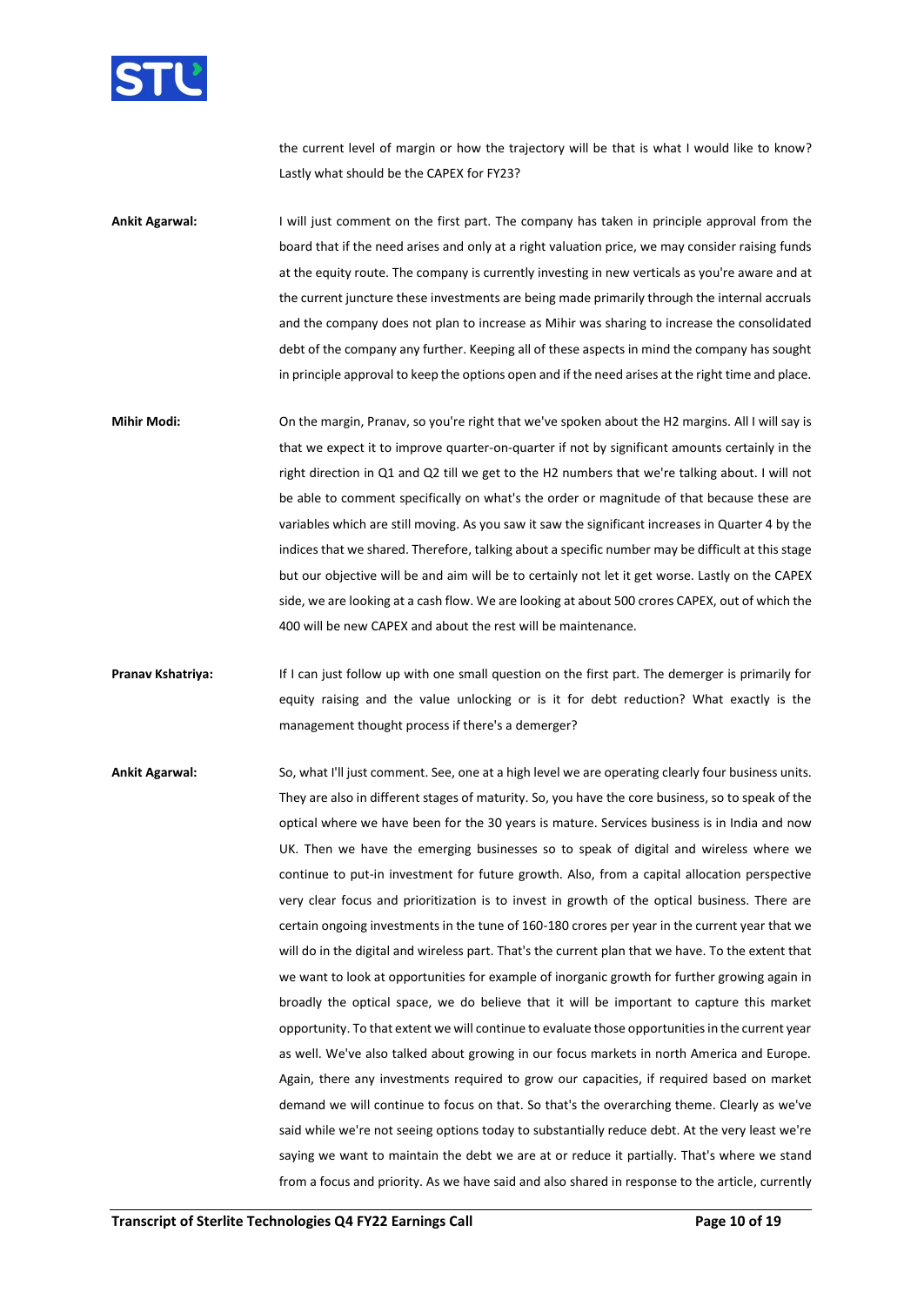the current level of margin or how the trajectory will be that is what I would like to know? Lastly what should be the CAPEX for FY23?

**Ankit Agarwal:** I will just comment on the first part. The company has taken in principle approval from the board that if the need arises and only at a right valuation price, we may consider raising funds at the equity route. The company is currently investing in new verticals as you're aware and at the current juncture these investments are being made primarily through the internal accruals and the company does not plan to increase as Mihir was sharing to increase the consolidated debt of the company any further. Keeping all of these aspects in mind the company has sought in principle approval to keep the options open and if the need arises at the right time and place.

**Mihir Modi:** On the margin, Pranav, so you're right that we've spoken about the H2 margins. All I will say is that we expect it to improve quarter-on-quarter if not by significant amounts certainly in the right direction in Q1 and Q2 till we get to the H2 numbers that we're talking about. I will not be able to comment specifically on what's the order or magnitude of that because these are variables which are still moving. As you saw it saw the significant increases in Quarter 4 by the indices that we shared. Therefore, talking about a specific number may be difficult at this stage but our objective will be and aim will be to certainly not let it get worse. Lastly on the CAPEX side, we are looking at a cash flow. We are looking at about 500 crores CAPEX, out of which the 400 will be new CAPEX and about the rest will be maintenance.

**Pranav Kshatriya:** If I can just follow up with one small question on the first part. The demerger is primarily for equity raising and the value unlocking or is it for debt reduction? What exactly is the management thought process if there's a demerger?

**Ankit Agarwal:** So, what I'll just comment. See, one at a high level we are operating clearly four business units. They are also in different stages of maturity. So, you have the core business, so to speak of the optical where we have been for the 30 years is mature. Services business is in India and now UK. Then we have the emerging businesses so to speak of digital and wireless where we continue to put-in investment for future growth. Also, from a capital allocation perspective very clear focus and prioritization is to invest in growth of the optical business. There are certain ongoing investments in the tune of 160-180 crores per year in the current year that we will do in the digital and wireless part. That's the current plan that we have. To the extent that we want to look at opportunities for example of inorganic growth for further growing again in broadly the optical space, we do believe that it will be important to capture this market opportunity. To that extent we will continue to evaluate those opportunities in the current year as well. We've also talked about growing in our focus markets in north America and Europe. Again, there any investments required to grow our capacities, if required based on market demand we will continue to focus on that. So that's the overarching theme. Clearly as we've said while we're not seeing options today to substantially reduce debt. At the very least we're saying we want to maintain the debt we are at or reduce it partially. That's where we stand from a focus and priority. As we have said and also shared in response to the article, currently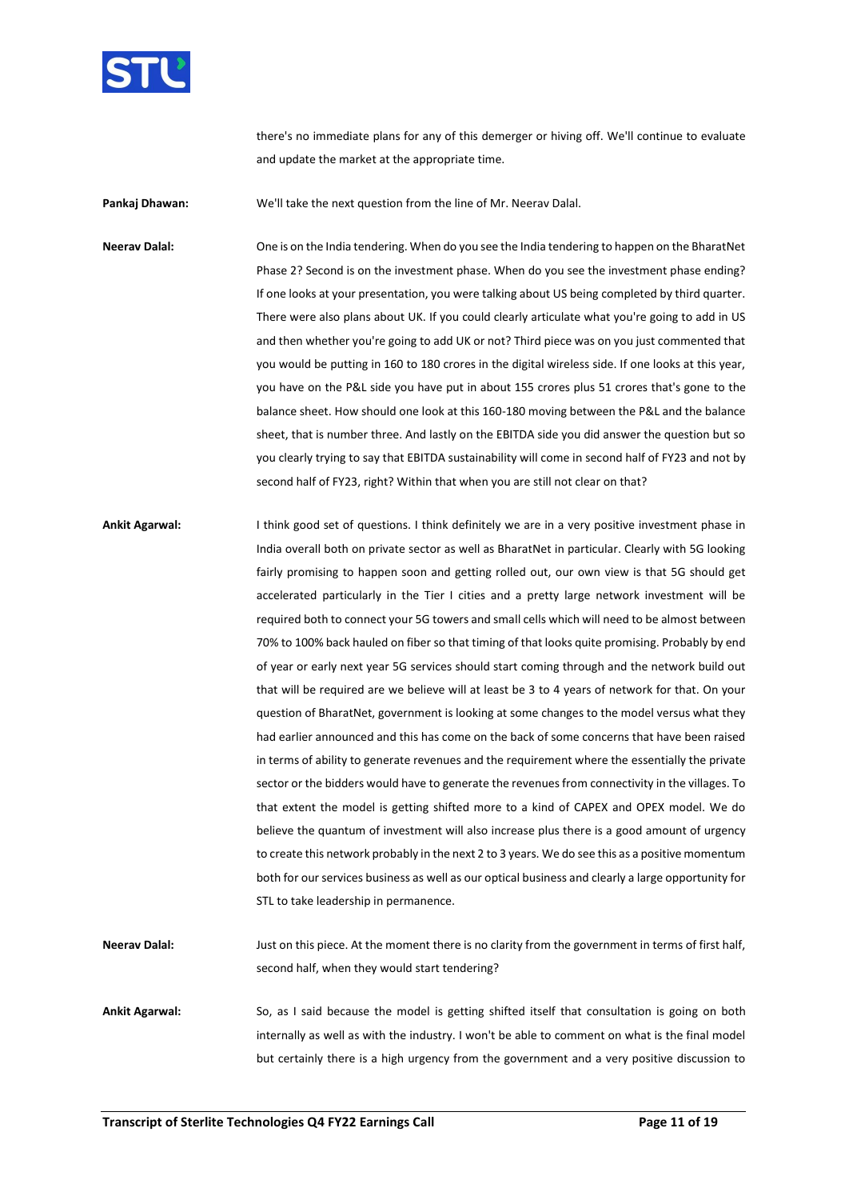there's no immediate plans for any of this demerger or hiving off. We'll continue to evaluate and update the market at the appropriate time.

**Pankaj Dhawan:** We'll take the next question from the line of Mr. Neerav Dalal.

**Neerav Dalal:** One is on the India tendering. When do you see the India tendering to happen on the BharatNet Phase 2? Second is on the investment phase. When do you see the investment phase ending? If one looks at your presentation, you were talking about US being completed by third quarter. There were also plans about UK. If you could clearly articulate what you're going to add in US and then whether you're going to add UK or not? Third piece was on you just commented that you would be putting in 160 to 180 crores in the digital wireless side. If one looks at this year, you have on the P&L side you have put in about 155 crores plus 51 crores that's gone to the balance sheet. How should one look at this 160-180 moving between the P&L and the balance sheet, that is number three. And lastly on the EBITDA side you did answer the question but so you clearly trying to say that EBITDA sustainability will come in second half of FY23 and not by second half of FY23, right? Within that when you are still not clear on that?

**Ankit Agarwal:** I think good set of questions. I think definitely we are in a very positive investment phase in India overall both on private sector as well as BharatNet in particular. Clearly with 5G looking fairly promising to happen soon and getting rolled out, our own view is that 5G should get accelerated particularly in the Tier I cities and a pretty large network investment will be required both to connect your 5G towers and small cells which will need to be almost between 70% to 100% back hauled on fiber so that timing of that looks quite promising. Probably by end of year or early next year 5G services should start coming through and the network build out that will be required are we believe will at least be 3 to 4 years of network for that. On your question of BharatNet, government is looking at some changes to the model versus what they had earlier announced and this has come on the back of some concerns that have been raised in terms of ability to generate revenues and the requirement where the essentially the private sector or the bidders would have to generate the revenues from connectivity in the villages. To that extent the model is getting shifted more to a kind of CAPEX and OPEX model. We do believe the quantum of investment will also increase plus there is a good amount of urgency to create this network probably in the next 2 to 3 years. We do see this as a positive momentum both for our services business as well as our optical business and clearly a large opportunity for STL to take leadership in permanence.

**Neerav Dalal:** Just on this piece. At the moment there is no clarity from the government in terms of first half, second half, when they would start tendering?

**Ankit Agarwal:** So, as I said because the model is getting shifted itself that consultation is going on both internally as well as with the industry. I won't be able to comment on what is the final model but certainly there is a high urgency from the government and a very positive discussion to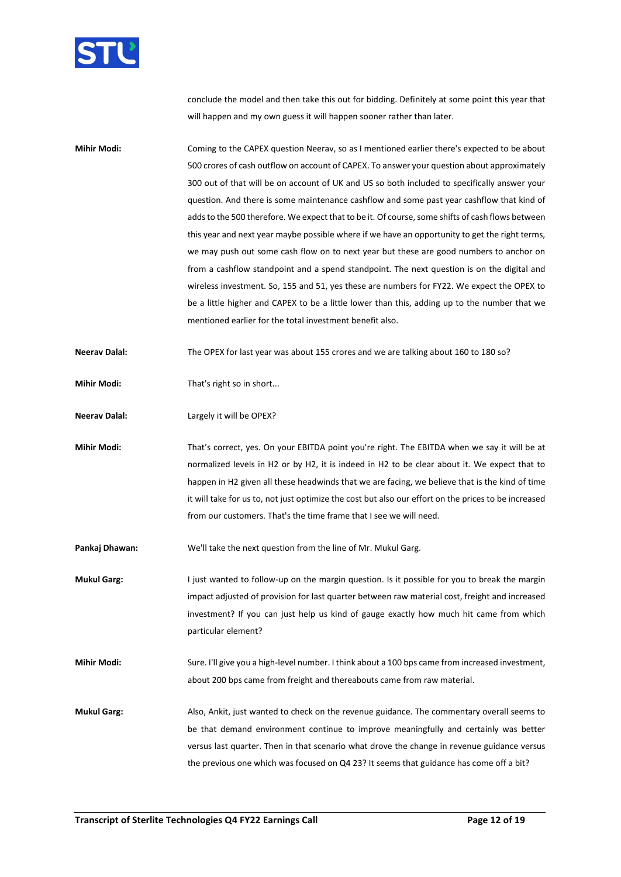conclude the model and then take this out for bidding. Definitely at some point this year that will happen and my own guess it will happen sooner rather than later.

**Mihir Modi:** Coming to the CAPEX question Neerav, so as I mentioned earlier there's expected to be about 500 crores of cash outflow on account of CAPEX. To answer your question about approximately 300 out of that will be on account of UK and US so both included to specifically answer your question. And there is some maintenance cashflow and some past year cashflow that kind of adds to the 500 therefore. We expect that to be it. Of course, some shifts of cash flows between this year and next year maybe possible where if we have an opportunity to get the right terms, we may push out some cash flow on to next year but these are good numbers to anchor on from a cashflow standpoint and a spend standpoint. The next question is on the digital and wireless investment. So, 155 and 51, yes these are numbers for FY22. We expect the OPEX to be a little higher and CAPEX to be a little lower than this, adding up to the number that we mentioned earlier for the total investment benefit also.

**Neerav Dalal:** The OPEX for last year was about 155 crores and we are talking about 160 to 180 so?

**Mihir Modi:** That's right so in short...

**Neerav Dalal:** Largely it will be OPEX?

**Mihir Modi:** That's correct, yes. On your EBITDA point you're right. The EBITDA when we say it will be at normalized levels in H2 or by H2, it is indeed in H2 to be clear about it. We expect that to happen in H2 given all these headwinds that we are facing, we believe that is the kind of time it will take for us to, not just optimize the cost but also our effort on the prices to be increased from our customers. That's the time frame that I see we will need.

**Pankaj Dhawan:** We'll take the next question from the line of Mr. Mukul Garg.

**Mukul Garg:** I just wanted to follow-up on the margin question. Is it possible for you to break the margin impact adjusted of provision for last quarter between raw material cost, freight and increased investment? If you can just help us kind of gauge exactly how much hit came from which particular element?

**Mihir Modi:** Sure. I'll give you a high-level number. I think about a 100 bps came from increased investment, about 200 bps came from freight and thereabouts came from raw material.

**Mukul Garg:** Also, Ankit, just wanted to check on the revenue guidance. The commentary overall seems to be that demand environment continue to improve meaningfully and certainly was better versus last quarter. Then in that scenario what drove the change in revenue guidance versus the previous one which was focused on Q4 23? It seems that guidance has come off a bit?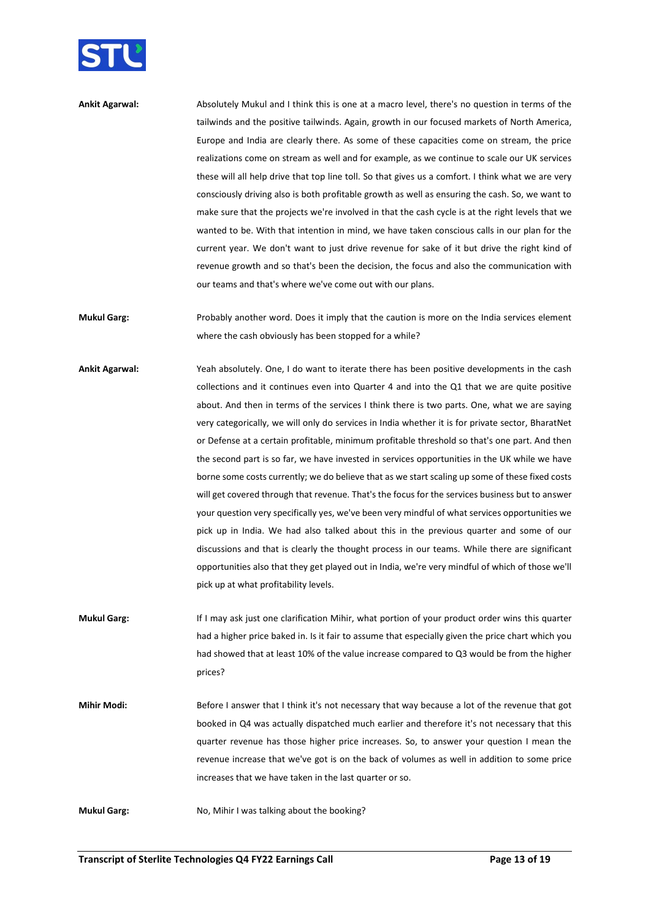**Ankit Agarwal:** Absolutely Mukul and I think this is one at a macro level, there's no question in terms of the tailwinds and the positive tailwinds. Again, growth in our focused markets of North America, Europe and India are clearly there. As some of these capacities come on stream, the price realizations come on stream as well and for example, as we continue to scale our UK services these will all help drive that top line toll. So that gives us a comfort. I think what we are very consciously driving also is both profitable growth as well as ensuring the cash. So, we want to make sure that the projects we're involved in that the cash cycle is at the right levels that we wanted to be. With that intention in mind, we have taken conscious calls in our plan for the current year. We don't want to just drive revenue for sake of it but drive the right kind of revenue growth and so that's been the decision, the focus and also the communication with our teams and that's where we've come out with our plans.

**Mukul Garg:** Probably another word. Does it imply that the caution is more on the India services element where the cash obviously has been stopped for a while?

**Ankit Agarwal:** Yeah absolutely. One, I do want to iterate there has been positive developments in the cash collections and it continues even into Quarter 4 and into the Q1 that we are quite positive about. And then in terms of the services I think there is two parts. One, what we are saying very categorically, we will only do services in India whether it is for private sector, BharatNet or Defense at a certain profitable, minimum profitable threshold so that's one part. And then the second part is so far, we have invested in services opportunities in the UK while we have borne some costs currently; we do believe that as we start scaling up some of these fixed costs will get covered through that revenue. That's the focus for the services business but to answer your question very specifically yes, we've been very mindful of what services opportunities we pick up in India. We had also talked about this in the previous quarter and some of our discussions and that is clearly the thought process in our teams. While there are significant opportunities also that they get played out in India, we're very mindful of which of those we'll pick up at what profitability levels.

**Mukul Garg:** If I may ask just one clarification Mihir, what portion of your product order wins this quarter had a higher price baked in. Is it fair to assume that especially given the price chart which you had showed that at least 10% of the value increase compared to Q3 would be from the higher prices?

**Mihir Modi:** Before I answer that I think it's not necessary that way because a lot of the revenue that got booked in Q4 was actually dispatched much earlier and therefore it's not necessary that this quarter revenue has those higher price increases. So, to answer your question I mean the revenue increase that we've got is on the back of volumes as well in addition to some price increases that we have taken in the last quarter or so.

**Mukul Garg:** No, Mihir I was talking about the booking?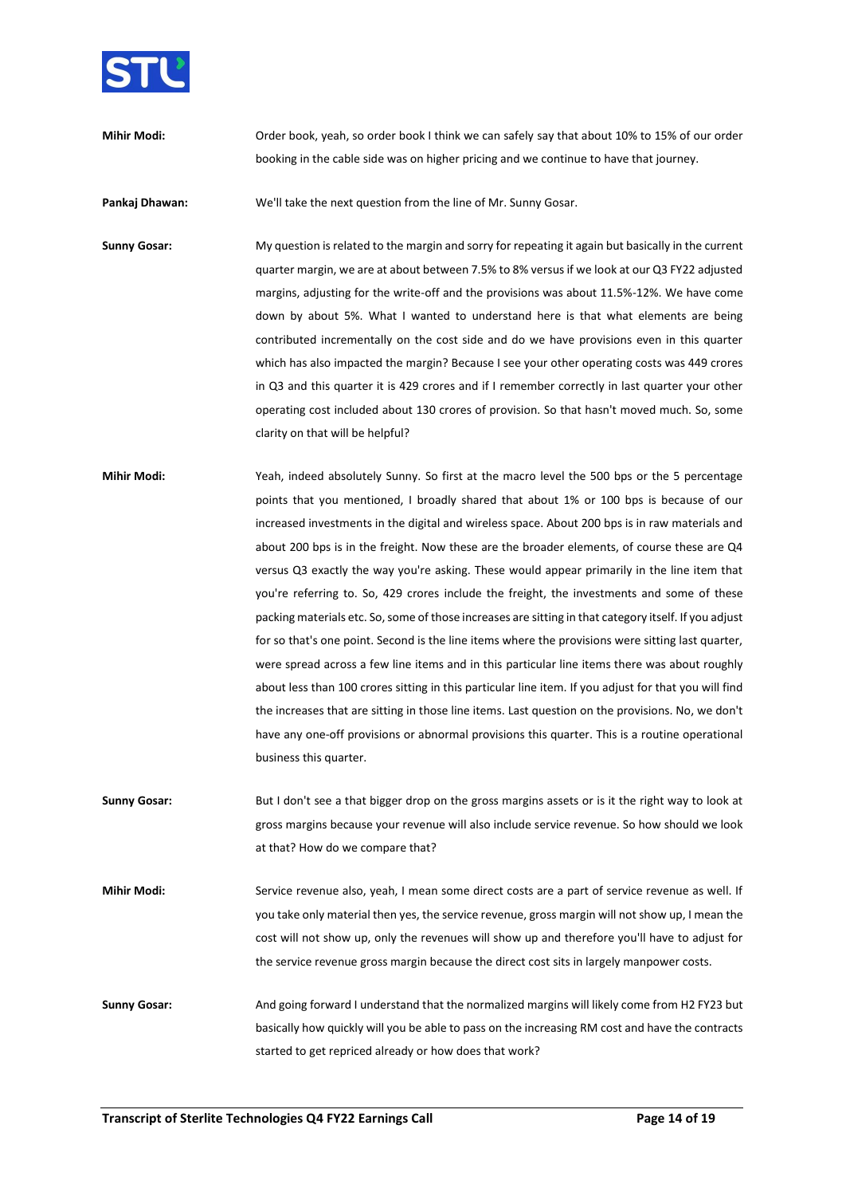**Mihir Modi:** Order book, yeah, so order book I think we can safely say that about 10% to 15% of our order booking in the cable side was on higher pricing and we continue to have that journey.

**Pankaj Dhawan:** We'll take the next question from the line of Mr. Sunny Gosar.

**Sunny Gosar:** My question is related to the margin and sorry for repeating it again but basically in the current quarter margin, we are at about between 7.5% to 8% versus if we look at our Q3 FY22 adjusted margins, adjusting for the write-off and the provisions was about 11.5%-12%. We have come down by about 5%. What I wanted to understand here is that what elements are being contributed incrementally on the cost side and do we have provisions even in this quarter which has also impacted the margin? Because I see your other operating costs was 449 crores in Q3 and this quarter it is 429 crores and if I remember correctly in last quarter your other operating cost included about 130 crores of provision. So that hasn't moved much. So, some clarity on that will be helpful?

**Mihir Modi:** Yeah, indeed absolutely Sunny. So first at the macro level the 500 bps or the 5 percentage points that you mentioned, I broadly shared that about 1% or 100 bps is because of our increased investments in the digital and wireless space. About 200 bps is in raw materials and about 200 bps is in the freight. Now these are the broader elements, of course these are Q4 versus Q3 exactly the way you're asking. These would appear primarily in the line item that you're referring to. So, 429 crores include the freight, the investments and some of these packing materials etc. So, some of those increases are sitting in that category itself. If you adjust for so that's one point. Second is the line items where the provisions were sitting last quarter, were spread across a few line items and in this particular line items there was about roughly about less than 100 crores sitting in this particular line item. If you adjust for that you will find the increases that are sitting in those line items. Last question on the provisions. No, we don't have any one-off provisions or abnormal provisions this quarter. This is a routine operational business this quarter.

**Sunny Gosar:** But I don't see a that bigger drop on the gross margins assets or is it the right way to look at gross margins because your revenue will also include service revenue. So how should we look at that? How do we compare that?

**Mihir Modi:** Service revenue also, yeah, I mean some direct costs are a part of service revenue as well. If you take only material then yes, the service revenue, gross margin will not show up, I mean the cost will not show up, only the revenues will show up and therefore you'll have to adjust for the service revenue gross margin because the direct cost sits in largely manpower costs.

**Sunny Gosar:** And going forward I understand that the normalized margins will likely come from H2 FY23 but basically how quickly will you be able to pass on the increasing RM cost and have the contracts started to get repriced already or how does that work?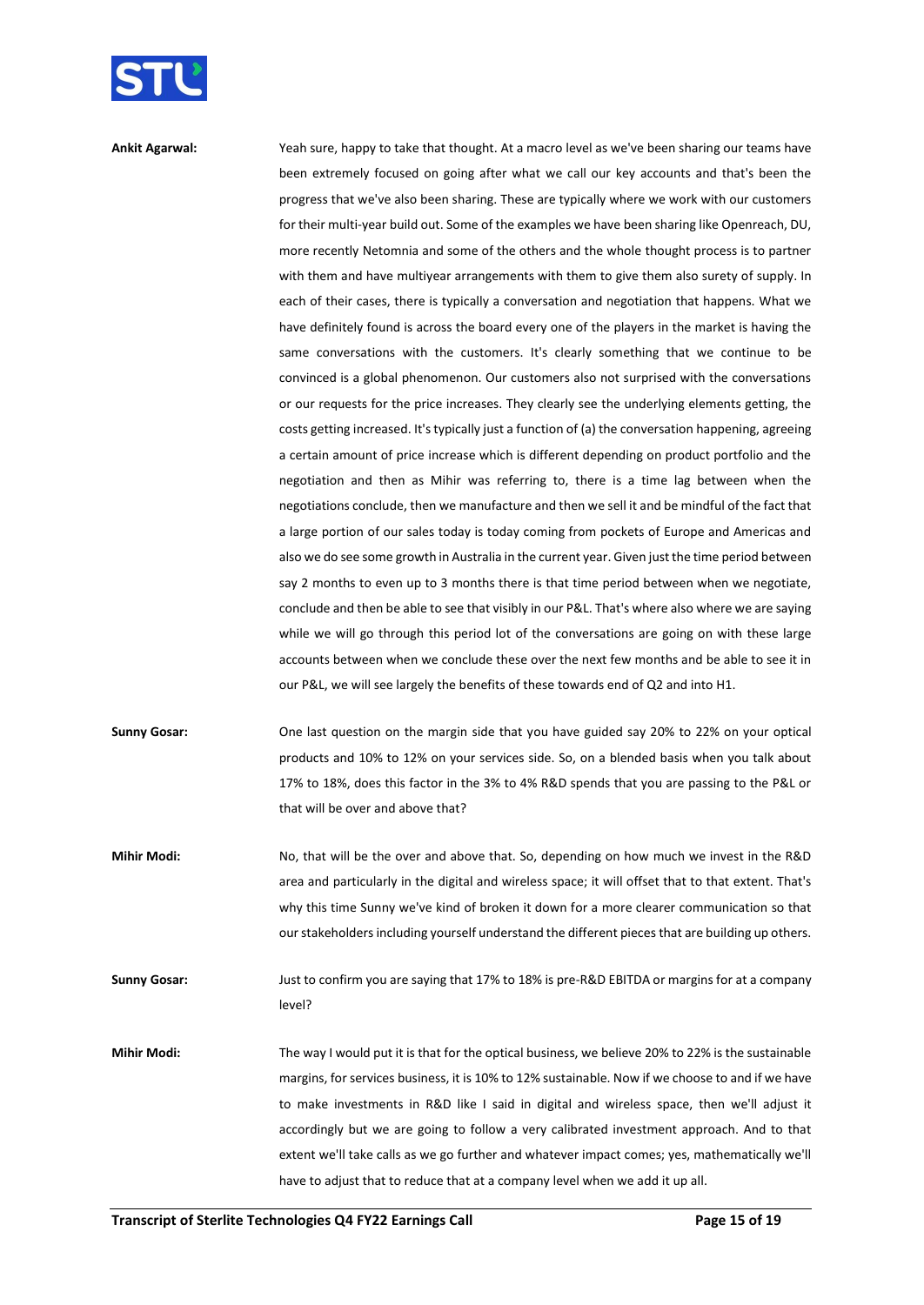**Ankit Agarwal:** Yeah sure, happy to take that thought. At a macro level as we've been sharing our teams have been extremely focused on going after what we call our key accounts and that's been the progress that we've also been sharing. These are typically where we work with our customers for their multi-year build out. Some of the examples we have been sharing like Openreach, DU, more recently Netomnia and some of the others and the whole thought process is to partner with them and have multiyear arrangements with them to give them also surety of supply. In each of their cases, there is typically a conversation and negotiation that happens. What we have definitely found is across the board every one of the players in the market is having the same conversations with the customers. It's clearly something that we continue to be convinced is a global phenomenon. Our customers also not surprised with the conversations or our requests for the price increases. They clearly see the underlying elements getting, the costs getting increased. It's typically just a function of (a) the conversation happening, agreeing a certain amount of price increase which is different depending on product portfolio and the negotiation and then as Mihir was referring to, there is a time lag between when the negotiations conclude, then we manufacture and then we sell it and be mindful of the fact that a large portion of our sales today is today coming from pockets of Europe and Americas and also we do see some growth in Australia in the current year. Given just the time period between say 2 months to even up to 3 months there is that time period between when we negotiate, conclude and then be able to see that visibly in our P&L. That's where also where we are saying while we will go through this period lot of the conversations are going on with these large accounts between when we conclude these over the next few months and be able to see it in our P&L, we will see largely the benefits of these towards end of Q2 and into H1.

**Sunny Gosar:** One last question on the margin side that you have guided say 20% to 22% on your optical products and 10% to 12% on your services side. So, on a blended basis when you talk about 17% to 18%, does this factor in the 3% to 4% R&D spends that you are passing to the P&L or that will be over and above that?

**Mihir Modi:** No, that will be the over and above that. So, depending on how much we invest in the R&D area and particularly in the digital and wireless space; it will offset that to that extent. That's why this time Sunny we've kind of broken it down for a more clearer communication so that our stakeholders including yourself understand the different pieces that are building up others.

**Sunny Gosar:** Just to confirm you are saying that 17% to 18% is pre-R&D EBITDA or margins for at a company level?

**Mihir Modi:** The way I would put it is that for the optical business, we believe 20% to 22% is the sustainable margins, for services business, it is 10% to 12% sustainable. Now if we choose to and if we have to make investments in R&D like I said in digital and wireless space, then we'll adjust it accordingly but we are going to follow a very calibrated investment approach. And to that extent we'll take calls as we go further and whatever impact comes; yes, mathematically we'll have to adjust that to reduce that at a company level when we add it up all.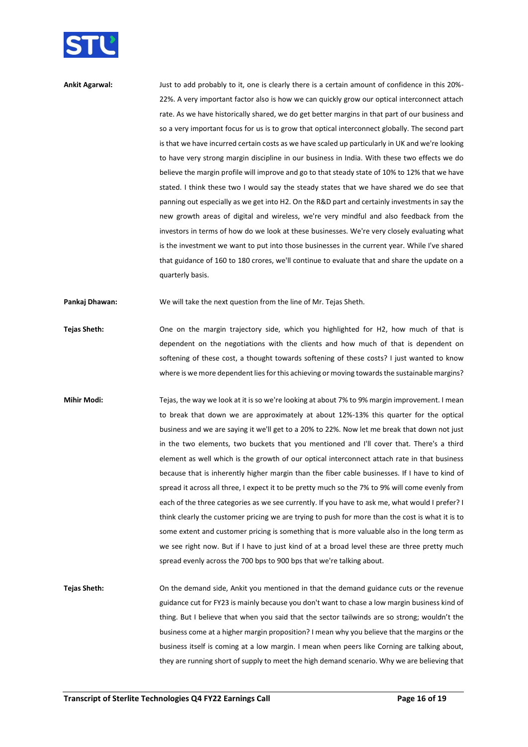**Ankit Agarwal:** Just to add probably to it, one is clearly there is a certain amount of confidence in this 20%-22%. A very important factor also is how we can quickly grow our optical interconnect attach rate. As we have historically shared, we do get better margins in that part of our business and so a very important focus for us is to grow that optical interconnect globally. The second part is that we have incurred certain costs as we have scaled up particularly in UK and we're looking to have very strong margin discipline in our business in India. With these two effects we do believe the margin profile will improve and go to that steady state of 10% to 12% that we have stated. I think these two I would say the steady states that we have shared we do see that panning out especially as we get into H2. On the R&D part and certainly investments in say the new growth areas of digital and wireless, we're very mindful and also feedback from the investors in terms of how do we look at these businesses. We're very closely evaluating what is the investment we want to put into those businesses in the current year. While I've shared that guidance of 160 to 180 crores, we'll continue to evaluate that and share the update on a quarterly basis.

**Pankaj Dhawan:** We will take the next question from the line of Mr. Tejas Sheth.

**Tejas Sheth:** One on the margin trajectory side, which you highlighted for H2, how much of that is dependent on the negotiations with the clients and how much of that is dependent on softening of these cost, a thought towards softening of these costs? I just wanted to know where is we more dependent lies for this achieving or moving towards the sustainable margins?

**Mihir Modi:** Tejas, the way we look at it is so we're looking at about 7% to 9% margin improvement. I mean to break that down we are approximately at about 12%-13% this quarter for the optical business and we are saying it we'll get to a 20% to 22%. Now let me break that down not just in the two elements, two buckets that you mentioned and I'll cover that. There's a third element as well which is the growth of our optical interconnect attach rate in that business because that is inherently higher margin than the fiber cable businesses. If I have to kind of spread it across all three, I expect it to be pretty much so the 7% to 9% will come evenly from each of the three categories as we see currently. If you have to ask me, what would I prefer? I think clearly the customer pricing we are trying to push for more than the cost is what it is to some extent and customer pricing is something that is more valuable also in the long term as we see right now. But if I have to just kind of at a broad level these are three pretty much spread evenly across the 700 bps to 900 bps that we're talking about.

**Tejas Sheth:** On the demand side, Ankit you mentioned in that the demand guidance cuts or the revenue guidance cut for FY23 is mainly because you don't want to chase a low margin business kind of thing. But I believe that when you said that the sector tailwinds are so strong; wouldn't the business come at a higher margin proposition? I mean why you believe that the margins or the business itself is coming at a low margin. I mean when peers like Corning are talking about, they are running short of supply to meet the high demand scenario. Why we are believing that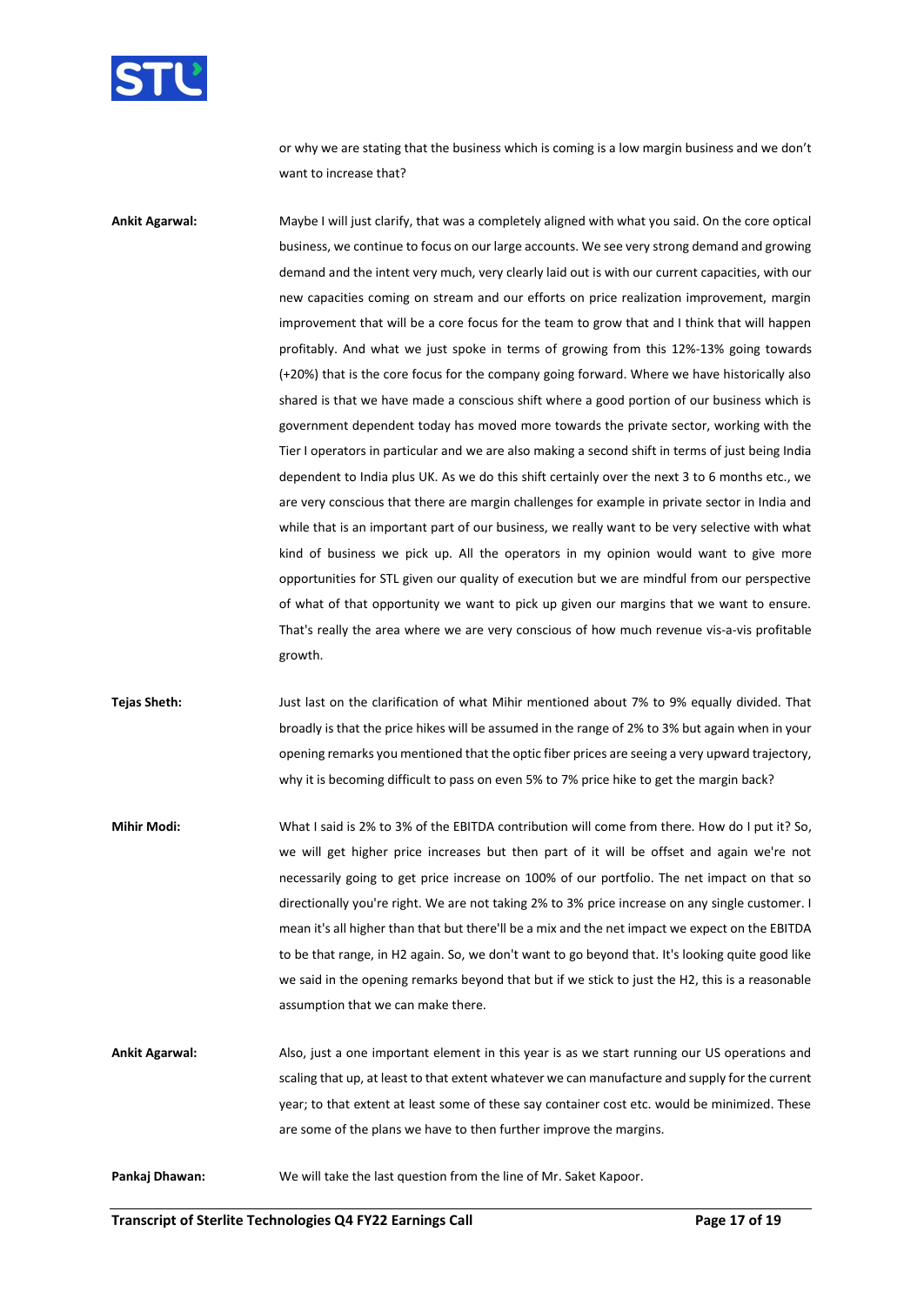or why we are stating that the business which is coming is a low margin business and we don't want to increase that?

**Ankit Agarwal:** Maybe I will just clarify, that was a completely aligned with what you said. On the core optical business, we continue to focus on our large accounts. We see very strong demand and growing demand and the intent very much, very clearly laid out is with our current capacities, with our new capacities coming on stream and our efforts on price realization improvement, margin improvement that will be a core focus for the team to grow that and I think that will happen profitably. And what we just spoke in terms of growing from this 12%-13% going towards (+20%) that is the core focus for the company going forward. Where we have historically also shared is that we have made a conscious shift where a good portion of our business which is government dependent today has moved more towards the private sector, working with the Tier I operators in particular and we are also making a second shift in terms of just being India dependent to India plus UK. As we do this shift certainly over the next 3 to 6 months etc., we are very conscious that there are margin challenges for example in private sector in India and while that is an important part of our business, we really want to be very selective with what kind of business we pick up. All the operators in my opinion would want to give more opportunities for STL given our quality of execution but we are mindful from our perspective of what of that opportunity we want to pick up given our margins that we want to ensure. That's really the area where we are very conscious of how much revenue vis-a-vis profitable growth.

**Tejas Sheth:** Just last on the clarification of what Mihir mentioned about 7% to 9% equally divided. That broadly is that the price hikes will be assumed in the range of 2% to 3% but again when in your opening remarks you mentioned that the optic fiber prices are seeing a very upward trajectory, why it is becoming difficult to pass on even 5% to 7% price hike to get the margin back?

**Mihir Modi:** What I said is 2% to 3% of the EBITDA contribution will come from there. How do I put it? So, we will get higher price increases but then part of it will be offset and again we're not necessarily going to get price increase on 100% of our portfolio. The net impact on that so directionally you're right. We are not taking 2% to 3% price increase on any single customer. I mean it's all higher than that but there'll be a mix and the net impact we expect on the EBITDA to be that range, in H2 again. So, we don't want to go beyond that. It's looking quite good like we said in the opening remarks beyond that but if we stick to just the H2, this is a reasonable assumption that we can make there.

**Ankit Agarwal:** Also, just a one important element in this year is as we start running our US operations and scaling that up, at least to that extent whatever we can manufacture and supply for the current year; to that extent at least some of these say container cost etc. would be minimized. These are some of the plans we have to then further improve the margins.

**Pankaj Dhawan:** We will take the last question from the line of Mr. Saket Kapoor.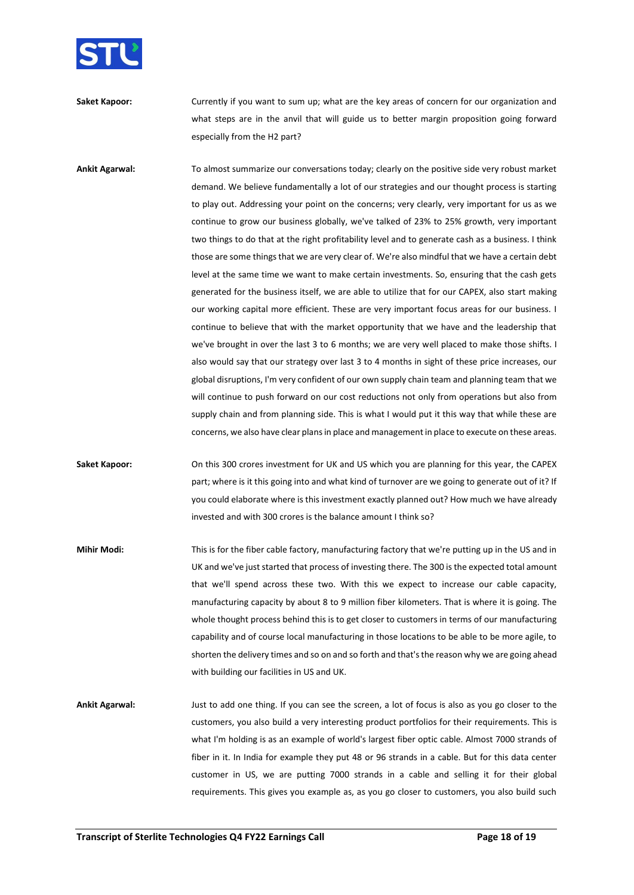**Saket Kapoor:** Currently if you want to sum up; what are the key areas of concern for our organization and what steps are in the anvil that will guide us to better margin proposition going forward especially from the H2 part?

**Ankit Agarwal:** To almost summarize our conversations today; clearly on the positive side very robust market demand. We believe fundamentally a lot of our strategies and our thought process is starting to play out. Addressing your point on the concerns; very clearly, very important for us as we continue to grow our business globally, we've talked of 23% to 25% growth, very important two things to do that at the right profitability level and to generate cash as a business. I think those are some things that we are very clear of. We're also mindful that we have a certain debt level at the same time we want to make certain investments. So, ensuring that the cash gets generated for the business itself, we are able to utilize that for our CAPEX, also start making our working capital more efficient. These are very important focus areas for our business. I continue to believe that with the market opportunity that we have and the leadership that we've brought in over the last 3 to 6 months; we are very well placed to make those shifts. I also would say that our strategy over last 3 to 4 months in sight of these price increases, our global disruptions, I'm very confident of our own supply chain team and planning team that we will continue to push forward on our cost reductions not only from operations but also from supply chain and from planning side. This is what I would put it this way that while these are concerns, we also have clear plans in place and management in place to execute on these areas.

**Saket Kapoor:** On this 300 crores investment for UK and US which you are planning for this year, the CAPEX part; where is it this going into and what kind of turnover are we going to generate out of it? If you could elaborate where is this investment exactly planned out? How much we have already invested and with 300 crores is the balance amount I think so?

**Mihir Modi:** This is for the fiber cable factory, manufacturing factory that we're putting up in the US and in UK and we've just started that process of investing there. The 300 is the expected total amount that we'll spend across these two. With this we expect to increase our cable capacity, manufacturing capacity by about 8 to 9 million fiber kilometers. That is where it is going. The whole thought process behind this is to get closer to customers in terms of our manufacturing capability and of course local manufacturing in those locations to be able to be more agile, to shorten the delivery times and so on and so forth and that's the reason why we are going ahead with building our facilities in US and UK.

**Ankit Agarwal:** Just to add one thing. If you can see the screen, a lot of focus is also as you go closer to the customers, you also build a very interesting product portfolios for their requirements. This is what I'm holding is as an example of world's largest fiber optic cable. Almost 7000 strands of fiber in it. In India for example they put 48 or 96 strands in a cable. But for this data center customer in US, we are putting 7000 strands in a cable and selling it for their global requirements. This gives you example as, as you go closer to customers, you also build such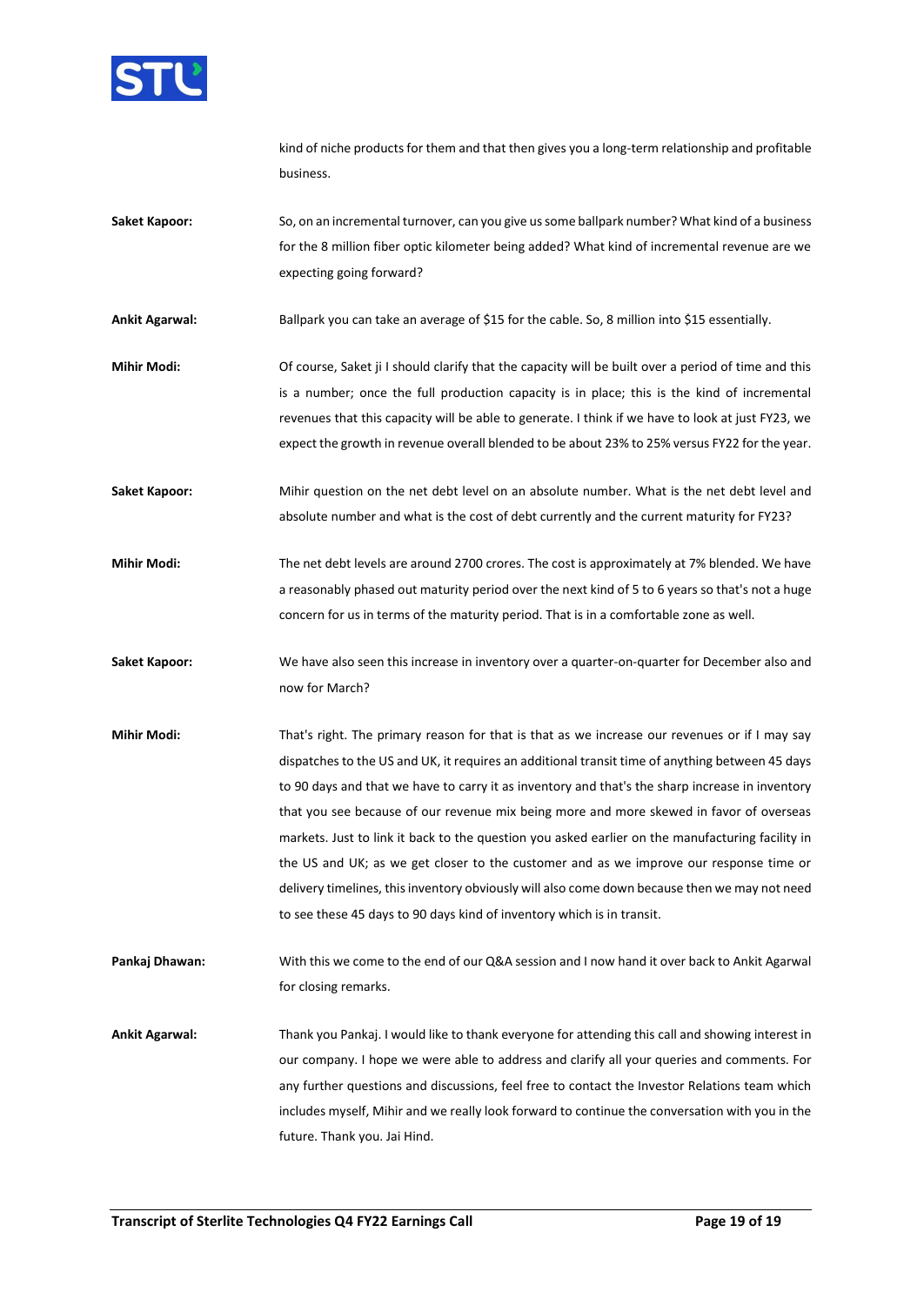kind of niche products for them and that then gives you a long-term relationship and profitable business.

**Saket Kapoor:** So, on an incremental turnover, can you give us some ballpark number? What kind of a business for the 8 million fiber optic kilometer being added? What kind of incremental revenue are we expecting going forward?

**Ankit Agarwal:** Ballpark you can take an average of $15 for the cable. So, 8 million into $15 essentially.

**Mihir Modi:** Of course, Saket ji I should clarify that the capacity will be built over a period of time and this is a number; once the full production capacity is in place; this is the kind of incremental revenues that this capacity will be able to generate. I think if we have to look at just FY23, we expect the growth in revenue overall blended to be about 23% to 25% versus FY22 for the year.

**Saket Kapoor:** Mihir question on the net debt level on an absolute number. What is the net debt level and absolute number and what is the cost of debt currently and the current maturity for FY23?

**Mihir Modi:** The net debt levels are around 2700 crores. The cost is approximately at 7% blended. We have a reasonably phased out maturity period over the next kind of 5 to 6 years so that's not a huge concern for us in terms of the maturity period. That is in a comfortable zone as well.

**Saket Kapoor:** We have also seen this increase in inventory over a quarter-on-quarter for December also and now for March?

**Mihir Modi:** That's right. The primary reason for that is that as we increase our revenues or if I may say dispatches to the US and UK, it requires an additional transit time of anything between 45 days to 90 days and that we have to carry it as inventory and that's the sharp increase in inventory that you see because of our revenue mix being more and more skewed in favor of overseas markets. Just to link it back to the question you asked earlier on the manufacturing facility in the US and UK; as we get closer to the customer and as we improve our response time or delivery timelines, this inventory obviously will also come down because then we may not need to see these 45 days to 90 days kind of inventory which is in transit.

**Pankaj Dhawan:** With this we come to the end of our Q&A session and I now hand it over back to Ankit Agarwal for closing remarks.

**Ankit Agarwal:** Thank you Pankaj. I would like to thank everyone for attending this call and showing interest in our company. I hope we were able to address and clarify all your queries and comments. For any further questions and discussions, feel free to contact the Investor Relations team which includes myself, Mihir and we really look forward to continue the conversation with you in the future. Thank you. Jai Hind.